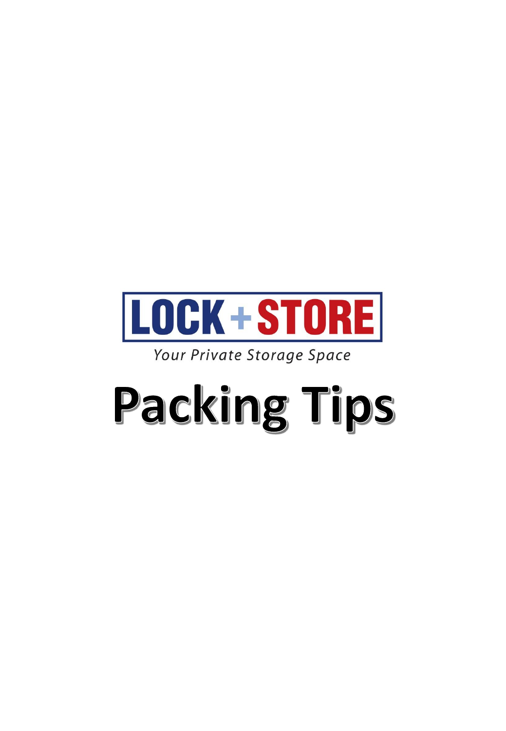LOCK + STORE

*Your Private Storage Space*

# Packing Tips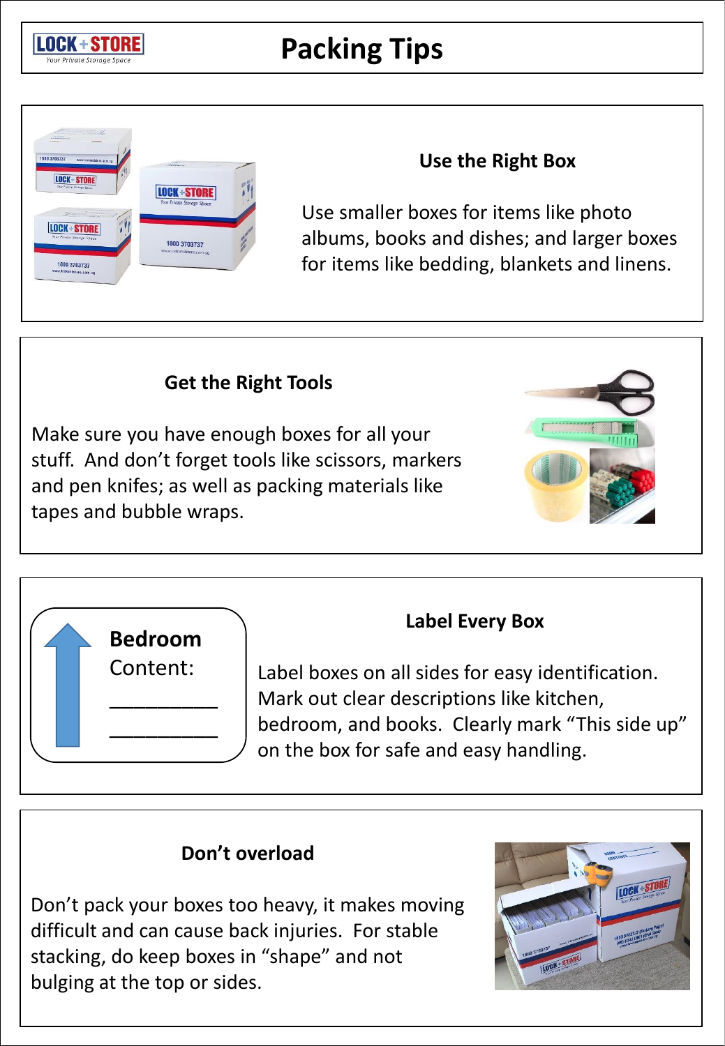# Packing Tips

## Use the Right Box

Use smaller boxes for items like photo albums, books and dishes; and larger boxes for items like bedding, blankets and linens.

## Get the Right Tools

Make sure you have enough boxes for all your stuff. And don't forget tools like scissors, markers and pen knifes; as well as packing materials like tapes and bubble wraps.

## Label Every Box

**Bedroom**

Content:

__________

__________

Label boxes on all sides for easy identification. Mark out clear descriptions like kitchen, bedroom, and books. Clearly mark "This side up" on the box for safe and easy handling.

## Don't overload

Don't pack your boxes too heavy, it makes moving difficult and can cause back injuries. For stable stacking, do keep boxes in "shape" and not bulging at the top or sides.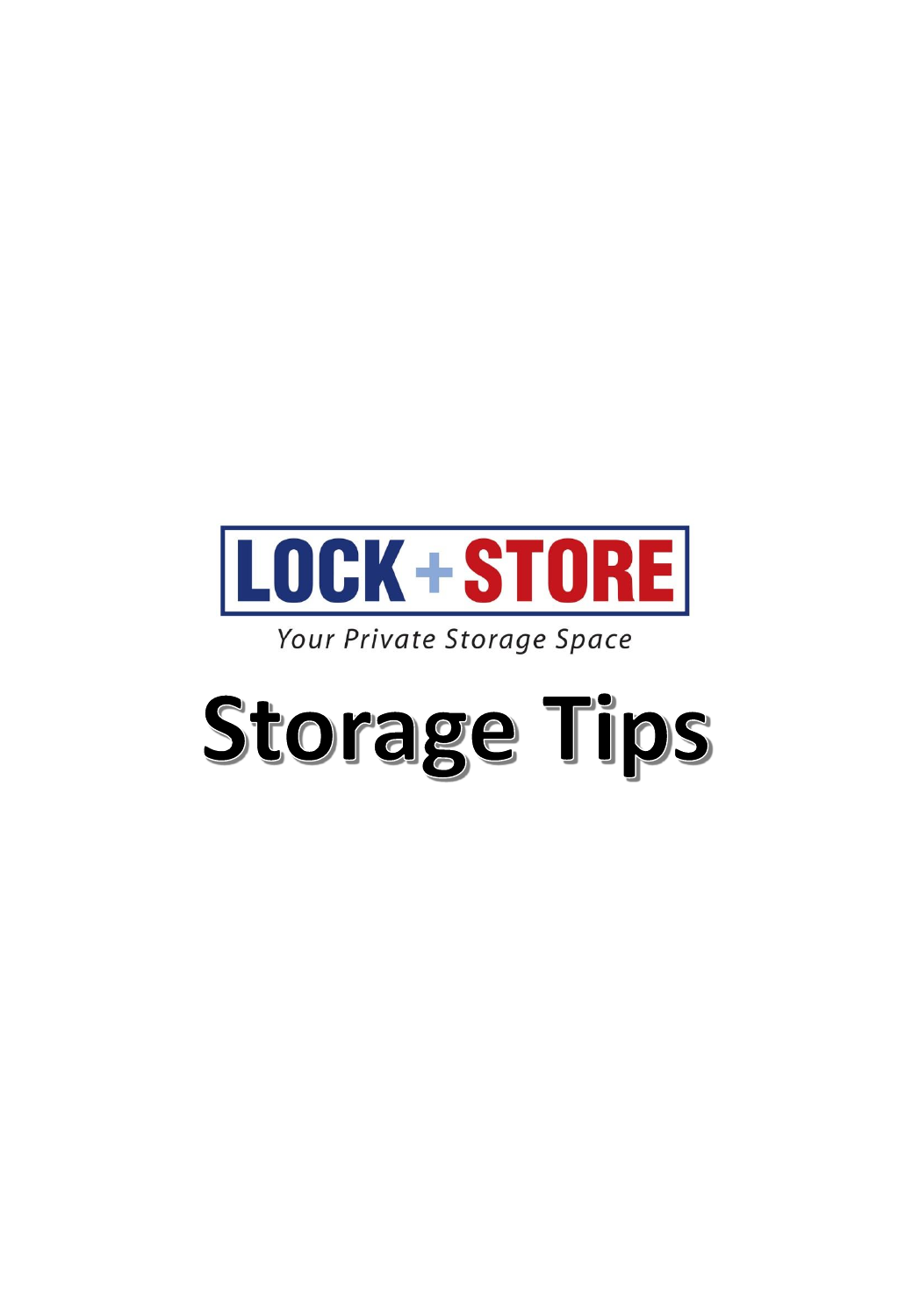LOCK + STORE

*Your Private Storage Space*

# Storage Tips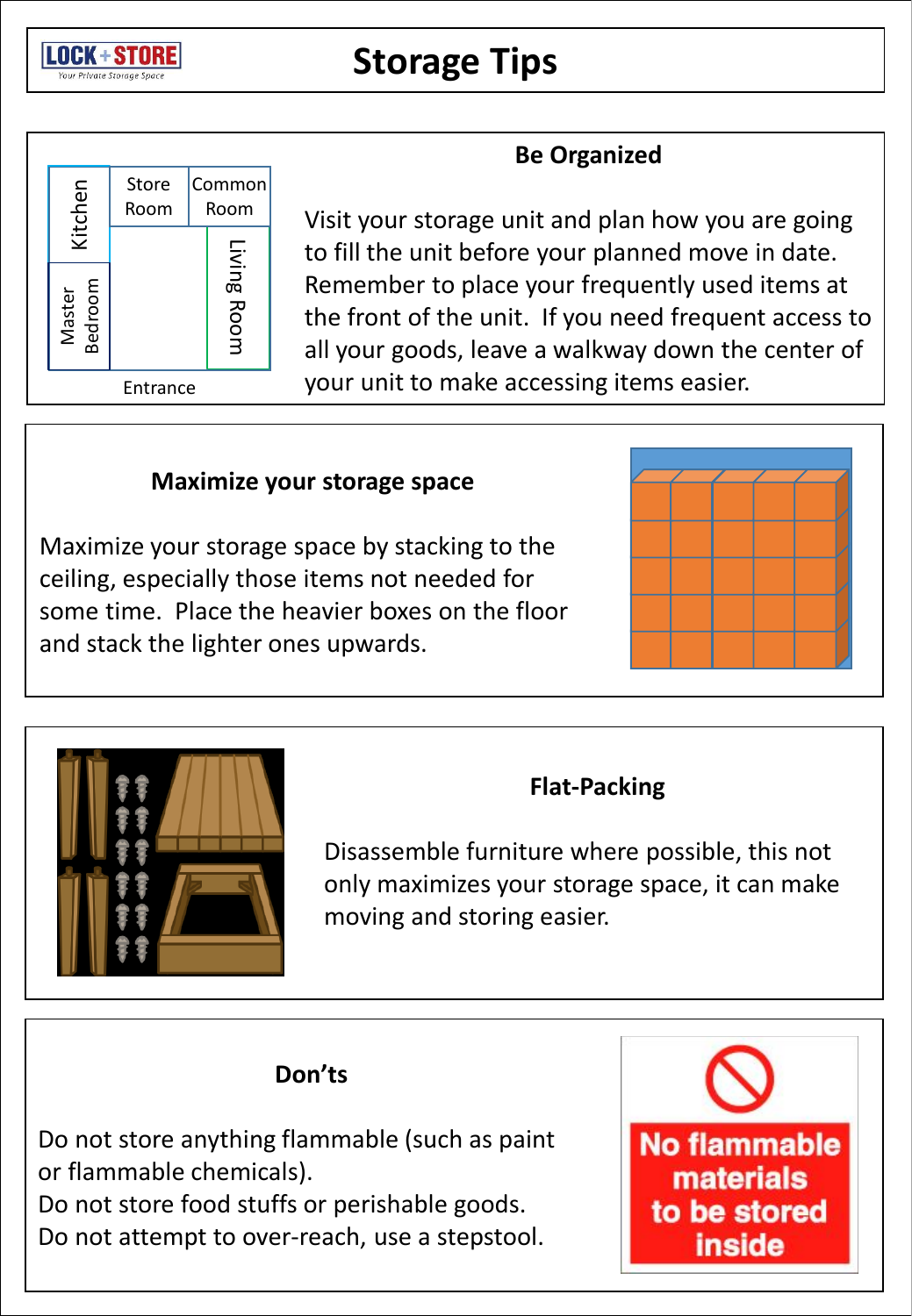LOCK + STORE
Your Private Storage Space

# Storage Tips

Kitchen

Store Room

Common Room

Master Bedroom

Living Room

Entrance

## Be Organized

Visit your storage unit and plan how you are going to fill the unit before your planned move in date. Remember to place your frequently used items at the front of the unit. If you need frequent access to all your goods, leave a walkway down the center of your unit to make accessing items easier.

## Maximize your storage space

Maximize your storage space by stacking to the ceiling, especially those items not needed for some time. Place the heavier boxes on the floor and stack the lighter ones upwards.

## Flat-Packing

Disassemble furniture where possible, this not only maximizes your storage space, it can make moving and storing easier.

## Don'ts

Do not store anything flammable (such as paint or flammable chemicals).
Do not store food stuffs or perishable goods.
Do not attempt to over-reach, use a stepstool.

No flammable materials to be stored inside